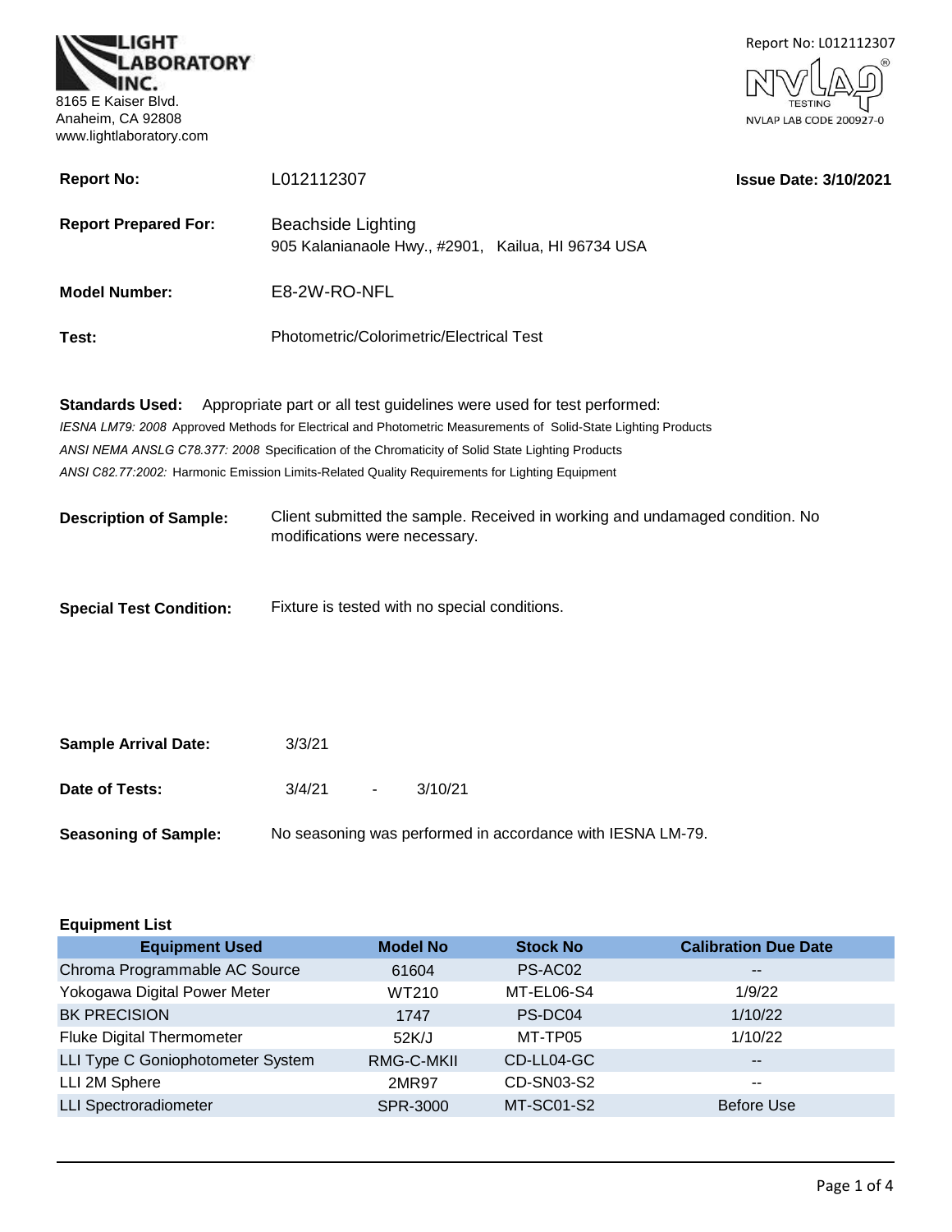**LIGHT LABORATORY INC.**
8165 E Kaiser Blvd.
Anaheim, CA 92808
www.lightlaboratory.com

Report No: L012112307

NVLAP TESTING
NVLAP LAB CODE 200927-0

**Report No:** L012112307 **Issue Date: 3/10/2021**

**Report Prepared For:** Beachside Lighting
905 Kalanianaole Hwy., #2901, Kailua, HI 96734 USA

**Model Number:** E8-2W-RO-NFL

**Test:** Photometric/Colorimetric/Electrical Test

**Standards Used:** Appropriate part or all test guidelines were used for test performed:

*IESNA LM79: 2008* Approved Methods for Electrical and Photometric Measurements of Solid-State Lighting Products

*ANSI NEMA ANSLG C78.377: 2008* Specification of the Chromaticity of Solid State Lighting Products

*ANSI C82.77:2002:* Harmonic Emission Limits-Related Quality Requirements for Lighting Equipment

**Description of Sample:** Client submitted the sample. Received in working and undamaged condition. No modifications were necessary.

**Special Test Condition:** Fixture is tested with no special conditions.

**Sample Arrival Date:** 3/3/21

**Date of Tests:** 3/4/21 - 3/10/21

**Seasoning of Sample:** No seasoning was performed in accordance with IESNA LM-79.

**Equipment List**

| Equipment Used | Model No | Stock No | Calibration Due Date |
|---|---|---|---|
| Chroma Programmable AC Source | 61604 | PS-AC02 | -- |
| Yokogawa Digital Power Meter | WT210 | MT-EL06-S4 | 1/9/22 |
| BK PRECISION | 1747 | PS-DC04 | 1/10/22 |
| Fluke Digital Thermometer | 52K/J | MT-TP05 | 1/10/22 |
| LLI Type C Goniophotometer System | RMG-C-MKII | CD-LL04-GC | -- |
| LLI 2M Sphere | 2MR97 | CD-SN03-S2 | -- |
| LLI Spectroradiometer | SPR-3000 | MT-SC01-S2 | Before Use |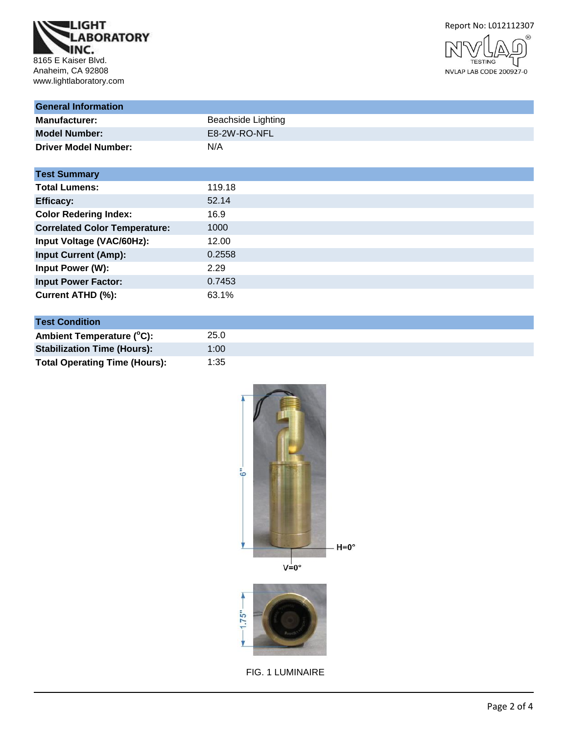LIGHT LABORATORY INC.
8165 E Kaiser Blvd.
Anaheim, CA 92808
www.lightlaboratory.com

Report No: L012112307

NVLAP LAB CODE 200927-0

| General Information | |
|---|---|
| **Manufacturer:** | Beachside Lighting |
| **Model Number:** | E8-2W-RO-NFL |
| **Driver Model Number:** | N/A |

| Test Summary | |
|---|---|
| **Total Lumens:** | 119.18 |
| **Efficacy:** | 52.14 |
| **Color Redering Index:** | 16.9 |
| **Correlated Color Temperature:** | 1000 |
| **Input Voltage (VAC/60Hz):** | 12.00 |
| **Input Current (Amp):** | 0.2558 |
| **Input Power (W):** | 2.29 |
| **Input Power Factor:** | 0.7453 |
| **Current ATHD (%):** | 63.1% |

| Test Condition | |
|---|---|
| **Ambient Temperature (°C):** | 25.0 |
| **Stabilization Time (Hours):** | 1:00 |
| **Total Operating Time (Hours):** | 1:35 |

6"

H=0°

V=0°

1.75"

FIG. 1 LUMINAIRE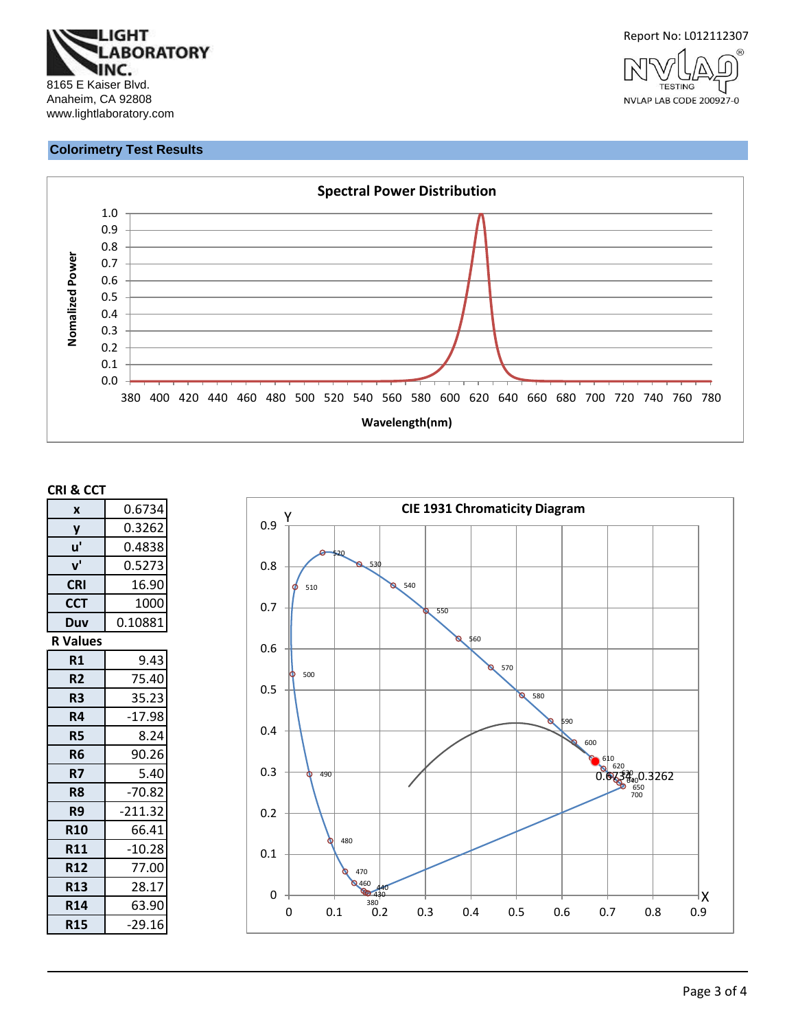LIGHT LABORATORY INC.
8165 E Kaiser Blvd.
Anaheim, CA 92808
www.lightlaboratory.com

Report No: L012112307

NVLAP LAB CODE 200927-0

## Colorimetry Test Results

**Spectral Power Distribution**

### CRI & CCT

| | |
|---|---|
| x | 0.6734 |
| y | 0.3262 |
| u' | 0.4838 |
| v' | 0.5273 |
| CRI | 16.90 |
| CCT | 1000 |
| Duv | 0.10881 |

### R Values

| | |
|---|---|
| R1 | 9.43 |
| R2 | 75.40 |
| R3 | 35.23 |
| R4 | -17.98 |
| R5 | 8.24 |
| R6 | 90.26 |
| R7 | 5.40 |
| R8 | -70.82 |
| R9 | -211.32 |
| R10 | 66.41 |
| R11 | -10.28 |
| R12 | 77.00 |
| R13 | 28.17 |
| R14 | 63.90 |
| R15 | -29.16 |

**CIE 1931 Chromaticity Diagram**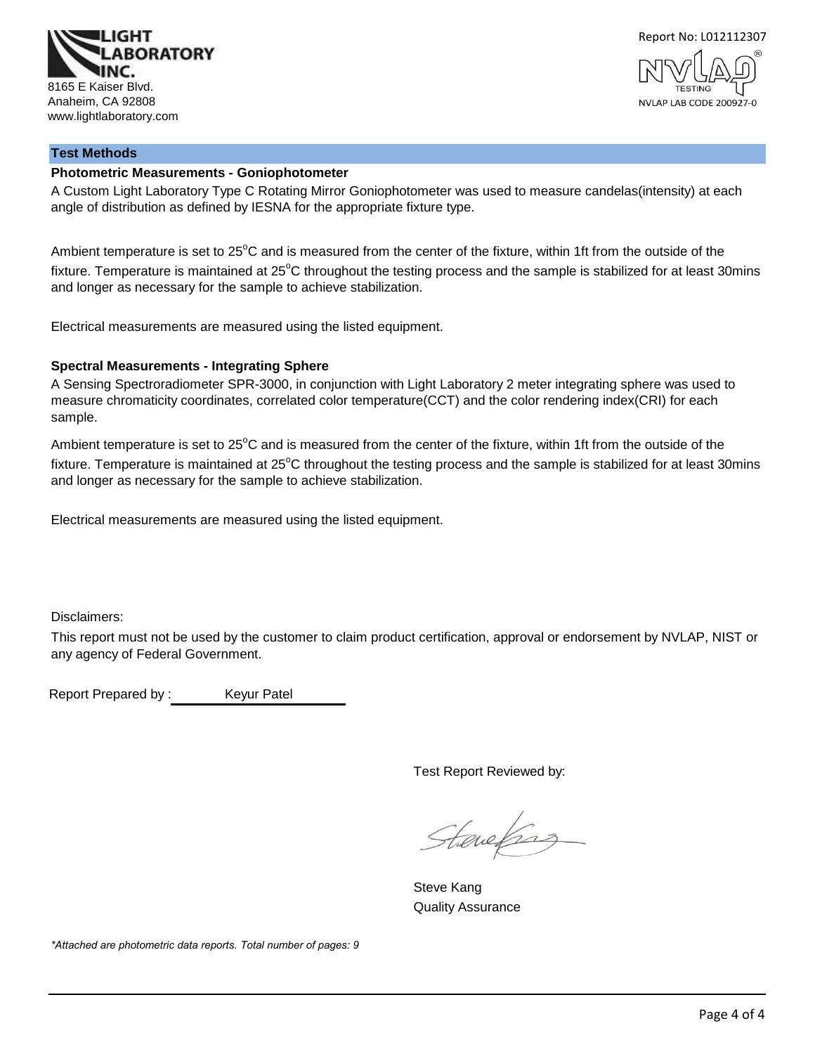LIGHT LABORATORY INC.
8165 E Kaiser Blvd.
Anaheim, CA 92808
www.lightlaboratory.com

Report No: L012112307

NVLAP LAB CODE 200927-0

## Test Methods

### Photometric Measurements - Goniophotometer

A Custom Light Laboratory Type C Rotating Mirror Goniophotometer was used to measure candelas(intensity) at each angle of distribution as defined by IESNA for the appropriate fixture type.

Ambient temperature is set to 25°C and is measured from the center of the fixture, within 1ft from the outside of the fixture. Temperature is maintained at 25°C throughout the testing process and the sample is stabilized for at least 30mins and longer as necessary for the sample to achieve stabilization.

Electrical measurements are measured using the listed equipment.

### Spectral Measurements - Integrating Sphere

A Sensing Spectroradiometer SPR-3000, in conjunction with Light Laboratory 2 meter integrating sphere was used to measure chromaticity coordinates, correlated color temperature(CCT) and the color rendering index(CRI) for each sample.

Ambient temperature is set to 25°C and is measured from the center of the fixture, within 1ft from the outside of the fixture. Temperature is maintained at 25°C throughout the testing process and the sample is stabilized for at least 30mins and longer as necessary for the sample to achieve stabilization.

Electrical measurements are measured using the listed equipment.

Disclaimers:

This report must not be used by the customer to claim product certification, approval or endorsement by NVLAP, NIST or any agency of Federal Government.

Report Prepared by : Keyur Patel

Test Report Reviewed by:

Steve Kang
Quality Assurance

*Attached are photometric data reports. Total number of pages: 9*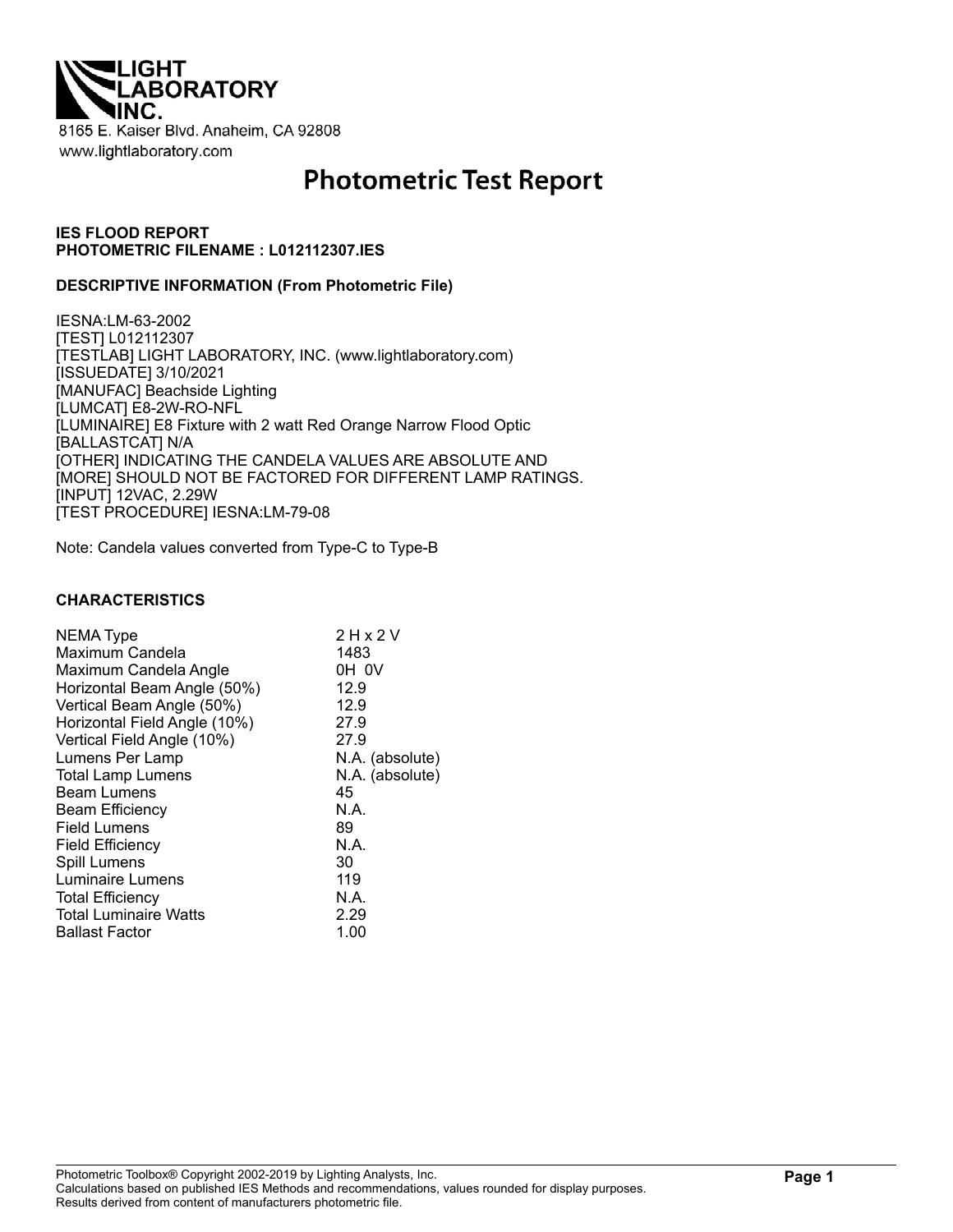LIGHT LABORATORY INC.

8165 E. Kaiser Blvd. Anaheim, CA 92808
www.lightlaboratory.com

# Photometric Test Report

**IES FLOOD REPORT**
**PHOTOMETRIC FILENAME : L012112307.IES**

**DESCRIPTIVE INFORMATION (From Photometric File)**

IESNA:LM-63-2002
[TEST] L012112307
[TESTLAB] LIGHT LABORATORY, INC. (www.lightlaboratory.com)
[ISSUEDATE] 3/10/2021
[MANUFAC] Beachside Lighting
[LUMCAT] E8-2W-RO-NFL
[LUMINAIRE] E8 Fixture with 2 watt Red Orange Narrow Flood Optic
[BALLASTCAT] N/A
[OTHER] INDICATING THE CANDELA VALUES ARE ABSOLUTE AND
[MORE] SHOULD NOT BE FACTORED FOR DIFFERENT LAMP RATINGS.
[INPUT] 12VAC, 2.29W
[TEST PROCEDURE] IESNA:LM-79-08

Note: Candela values converted from Type-C to Type-B

**CHARACTERISTICS**

| | |
|---|---|
| NEMA Type | 2 H x 2 V |
| Maximum Candela | 1483 |
| Maximum Candela Angle | 0H 0V |
| Horizontal Beam Angle (50%) | 12.9 |
| Vertical Beam Angle (50%) | 12.9 |
| Horizontal Field Angle (10%) | 27.9 |
| Vertical Field Angle (10%) | 27.9 |
| Lumens Per Lamp | N.A. (absolute) |
| Total Lamp Lumens | N.A. (absolute) |
| Beam Lumens | 45 |
| Beam Efficiency | N.A. |
| Field Lumens | 89 |
| Field Efficiency | N.A. |
| Spill Lumens | 30 |
| Luminaire Lumens | 119 |
| Total Efficiency | N.A. |
| Total Luminaire Watts | 2.29 |
| Ballast Factor | 1.00 |

Photometric Toolbox® Copyright 2002-2019 by Lighting Analysts, Inc.
Calculations based on published IES Methods and recommendations, values rounded for display purposes.
Results derived from content of manufacturers photometric file.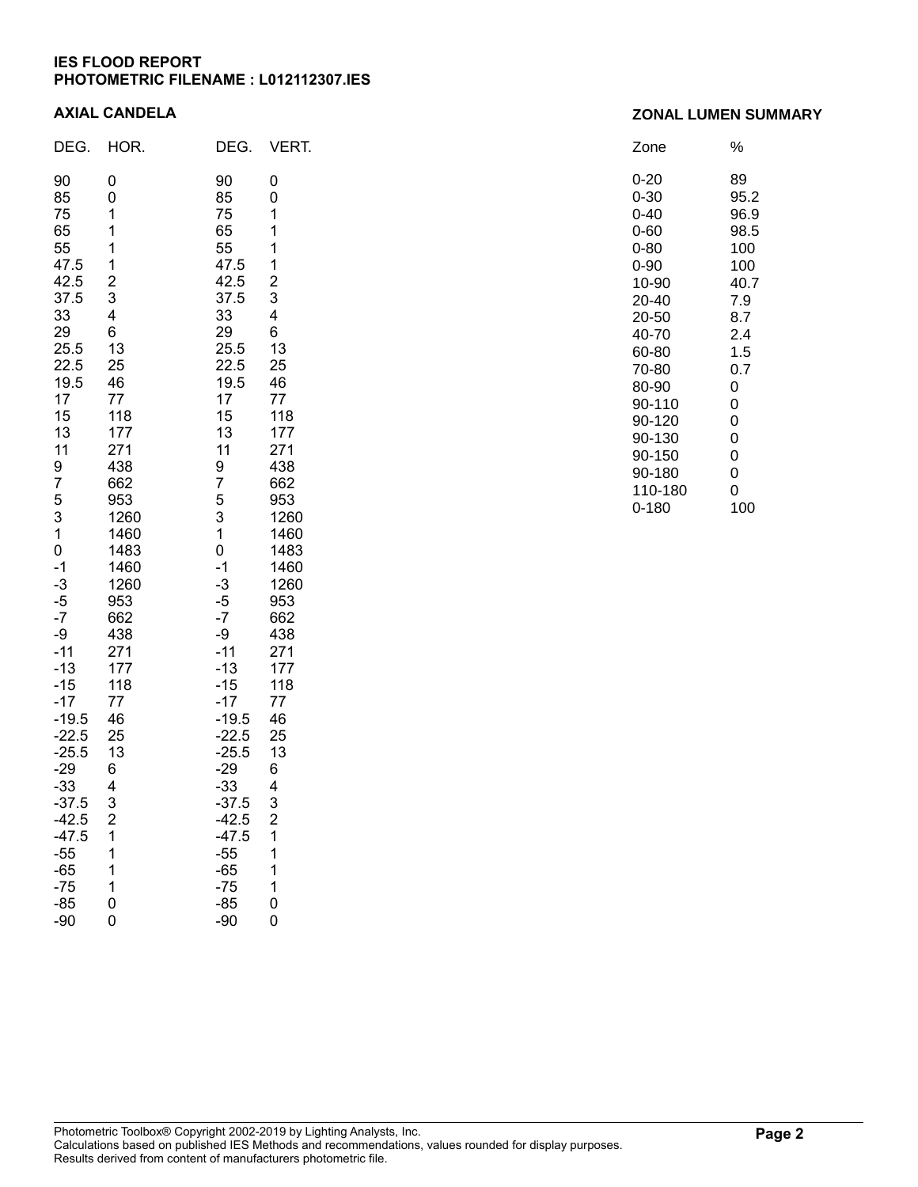**IES FLOOD REPORT**
**PHOTOMETRIC FILENAME : L012112307.IES**

**AXIAL CANDELA**

| DEG. | HOR. | DEG. | VERT. |
|---|---|---|---|
| 90 | 0 | 90 | 0 |
| 85 | 0 | 85 | 0 |
| 75 | 1 | 75 | 1 |
| 65 | 1 | 65 | 1 |
| 55 | 1 | 55 | 1 |
| 47.5 | 1 | 47.5 | 1 |
| 42.5 | 2 | 42.5 | 2 |
| 37.5 | 3 | 37.5 | 3 |
| 33 | 4 | 33 | 4 |
| 29 | 6 | 29 | 6 |
| 25.5 | 13 | 25.5 | 13 |
| 22.5 | 25 | 22.5 | 25 |
| 19.5 | 46 | 19.5 | 46 |
| 17 | 77 | 17 | 77 |
| 15 | 118 | 15 | 118 |
| 13 | 177 | 13 | 177 |
| 11 | 271 | 11 | 271 |
| 9 | 438 | 9 | 438 |
| 7 | 662 | 7 | 662 |
| 5 | 953 | 5 | 953 |
| 3 | 1260 | 3 | 1260 |
| 1 | 1460 | 1 | 1460 |
| 0 | 1483 | 0 | 1483 |
| -1 | 1460 | -1 | 1460 |
| -3 | 1260 | -3 | 1260 |
| -5 | 953 | -5 | 953 |
| -7 | 662 | -7 | 662 |
| -9 | 438 | -9 | 438 |
| -11 | 271 | -11 | 271 |
| -13 | 177 | -13 | 177 |
| -15 | 118 | -15 | 118 |
| -17 | 77 | -17 | 77 |
| -19.5 | 46 | -19.5 | 46 |
| -22.5 | 25 | -22.5 | 25 |
| -25.5 | 13 | -25.5 | 13 |
| -29 | 6 | -29 | 6 |
| -33 | 4 | -33 | 4 |
| -37.5 | 3 | -37.5 | 3 |
| -42.5 | 2 | -42.5 | 2 |
| -47.5 | 1 | -47.5 | 1 |
| -55 | 1 | -55 | 1 |
| -65 | 1 | -65 | 1 |
| -75 | 1 | -75 | 1 |
| -85 | 0 | -85 | 0 |
| -90 | 0 | -90 | 0 |

**ZONAL LUMEN SUMMARY**

| Zone | % |
|---|---|
| 0-20 | 89 |
| 0-30 | 95.2 |
| 0-40 | 96.9 |
| 0-60 | 98.5 |
| 0-80 | 100 |
| 0-90 | 100 |
| 10-90 | 40.7 |
| 20-40 | 7.9 |
| 20-50 | 8.7 |
| 40-70 | 2.4 |
| 60-80 | 1.5 |
| 70-80 | 0.7 |
| 80-90 | 0 |
| 90-110 | 0 |
| 90-120 | 0 |
| 90-130 | 0 |
| 90-150 | 0 |
| 90-180 | 0 |
| 110-180 | 0 |
| 0-180 | 100 |

Photometric Toolbox® Copyright 2002-2019 by Lighting Analysts, Inc.
Calculations based on published IES Methods and recommendations, values rounded for display purposes.
Results derived from content of manufacturers photometric file.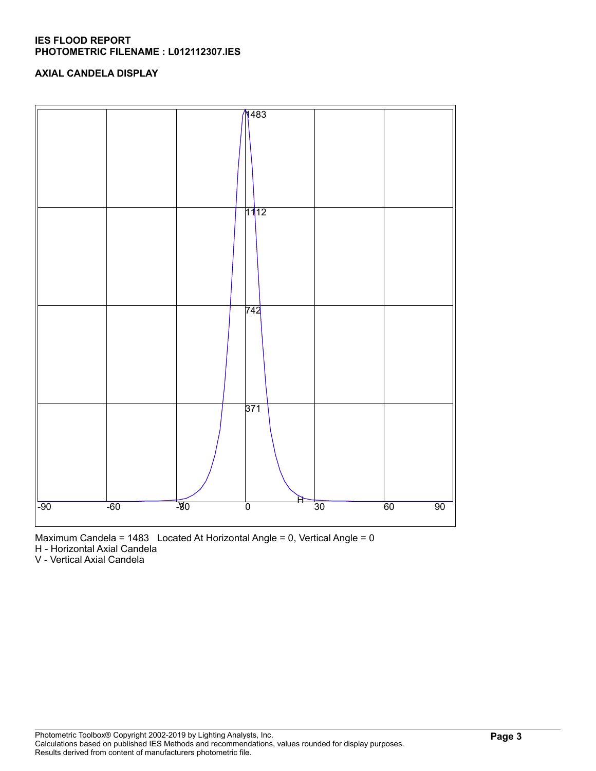**IES FLOOD REPORT**
**PHOTOMETRIC FILENAME : L012112307.IES**

**AXIAL CANDELA DISPLAY**

Maximum Candela = 1483 Located At Horizontal Angle = 0, Vertical Angle = 0
H - Horizontal Axial Candela
V - Vertical Axial Candela

Photometric Toolbox® Copyright 2002-2019 by Lighting Analysts, Inc.
Calculations based on published IES Methods and recommendations, values rounded for display purposes.
Results derived from content of manufacturers photometric file.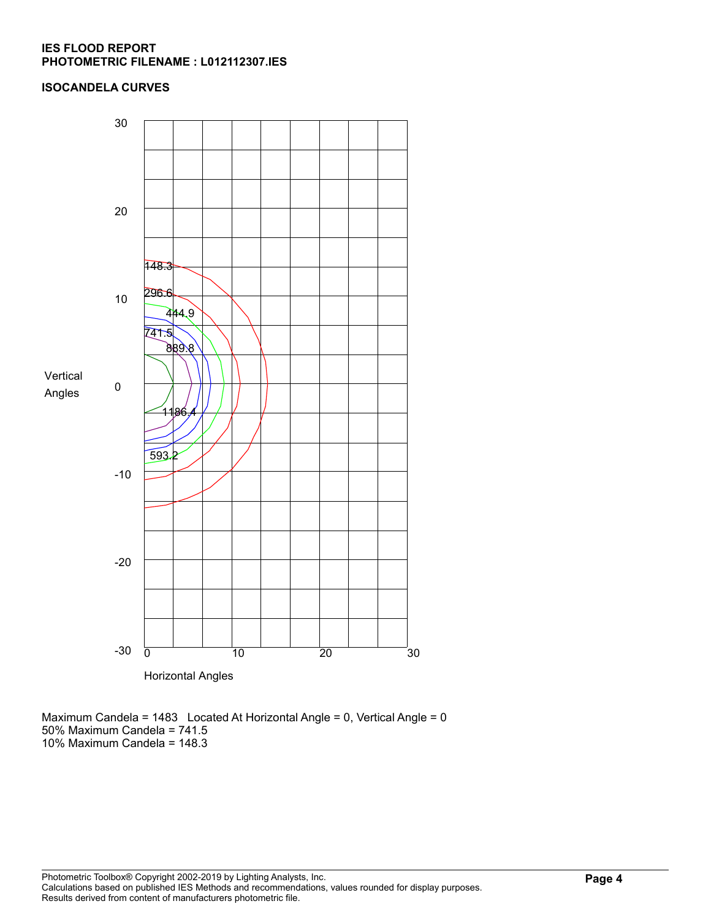**IES FLOOD REPORT**
**PHOTOMETRIC FILENAME : L012112307.IES**

**ISOCANDELA CURVES**

Maximum Candela = 1483   Located At Horizontal Angle = 0, Vertical Angle = 0
50% Maximum Candela = 741.5
10% Maximum Candela = 148.3

Photometric Toolbox® Copyright 2002-2019 by Lighting Analysts, Inc.
Calculations based on published IES Methods and recommendations, values rounded for display purposes.
Results derived from content of manufacturers photometric file.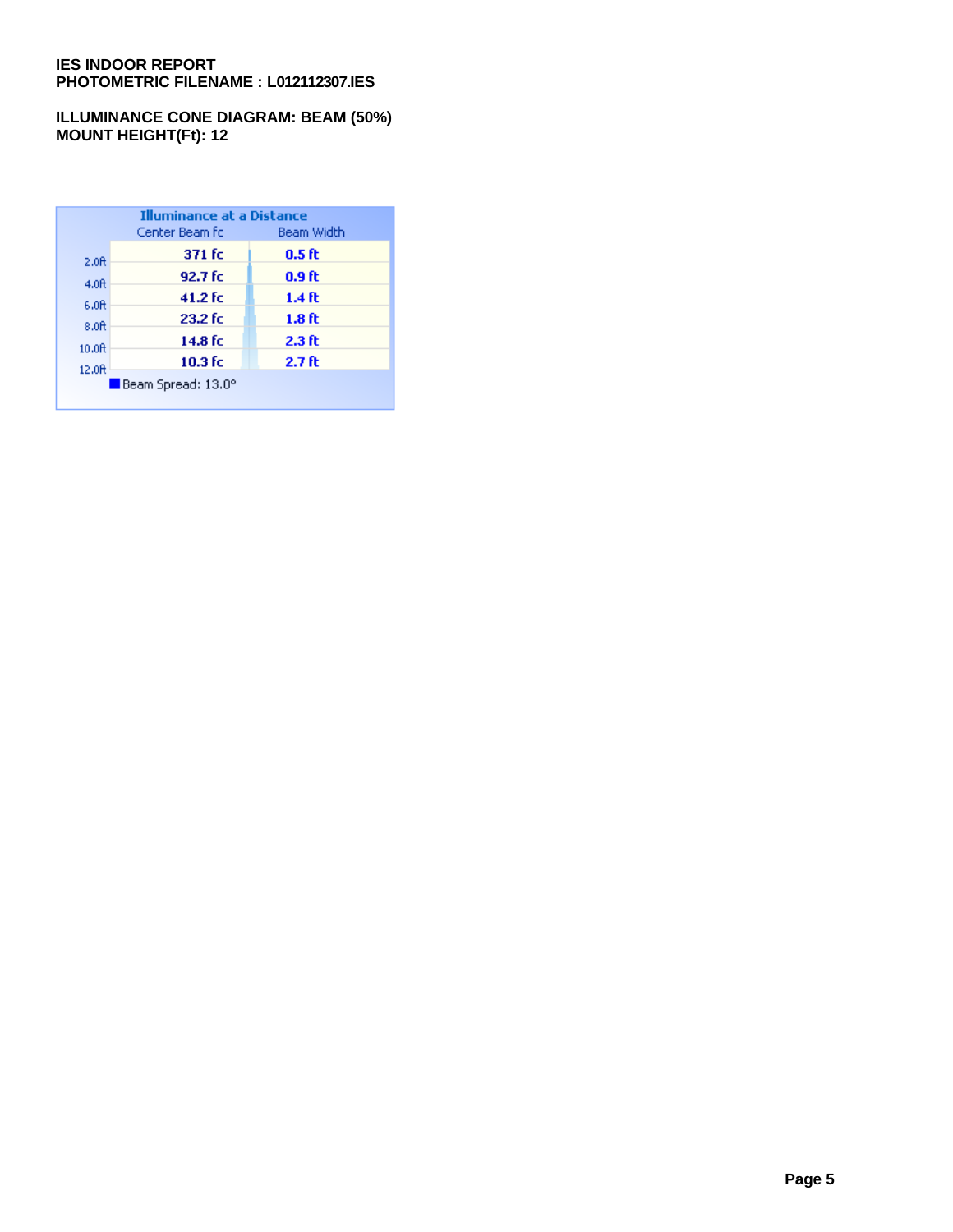**IES INDOOR REPORT**
**PHOTOMETRIC FILENAME : L012112307.IES**

**ILLUMINANCE CONE DIAGRAM: BEAM (50%)**
**MOUNT HEIGHT(Ft): 12**

**Illuminance at a Distance**

| | Center Beam fc | Beam Width |
|---|---|---|
| 2.0ft | 371 fc | 0.5 ft |
| 4.0ft | 92.7 fc | 0.9 ft |
| 6.0ft | 41.2 fc | 1.4 ft |
| 8.0ft | 23.2 fc | 1.8 ft |
| 10.0ft | 14.8 fc | 2.3 ft |
| 12.0ft | 10.3 fc | 2.7 ft |

Beam Spread: 13.0°